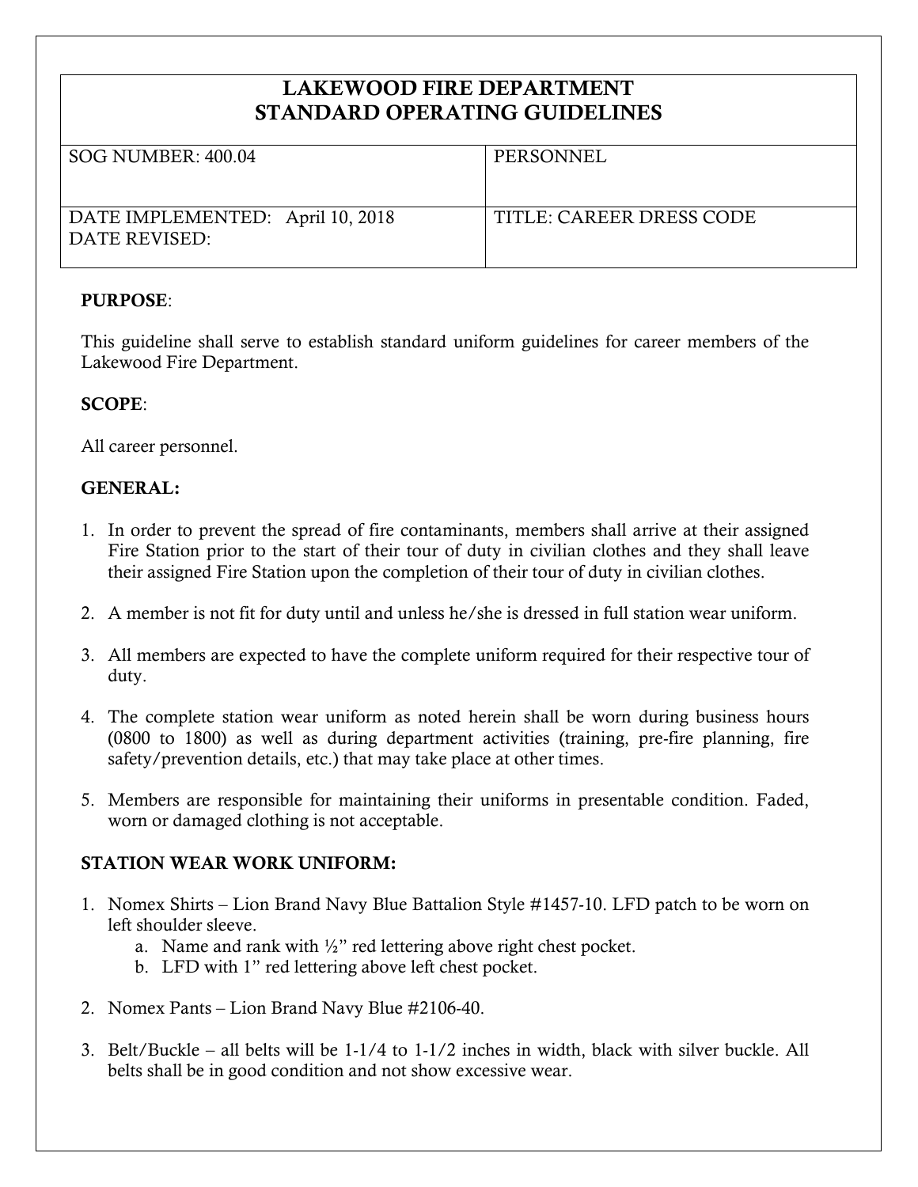# LAKEWOOD FIRE DEPARTMENT
# STANDARD OPERATING GUIDELINES

| SOG NUMBER: 400.04 | PERSONNEL |
| --- | --- |
| DATE IMPLEMENTED: April 10, 2018<br>DATE REVISED: | TITLE: CAREER DRESS CODE |

**PURPOSE**:

This guideline shall serve to establish standard uniform guidelines for career members of the Lakewood Fire Department.

**SCOPE**:

All career personnel.

**GENERAL:**

1. In order to prevent the spread of fire contaminants, members shall arrive at their assigned Fire Station prior to the start of their tour of duty in civilian clothes and they shall leave their assigned Fire Station upon the completion of their tour of duty in civilian clothes.

2. A member is not fit for duty until and unless he/she is dressed in full station wear uniform.

3. All members are expected to have the complete uniform required for their respective tour of duty.

4. The complete station wear uniform as noted herein shall be worn during business hours (0800 to 1800) as well as during department activities (training, pre-fire planning, fire safety/prevention details, etc.) that may take place at other times.

5. Members are responsible for maintaining their uniforms in presentable condition. Faded, worn or damaged clothing is not acceptable.

**STATION WEAR WORK UNIFORM:**

1. Nomex Shirts – Lion Brand Navy Blue Battalion Style #1457-10. LFD patch to be worn on left shoulder sleeve.
   a. Name and rank with ½" red lettering above right chest pocket.
   b. LFD with 1" red lettering above left chest pocket.

2. Nomex Pants – Lion Brand Navy Blue #2106-40.

3. Belt/Buckle – all belts will be 1-1/4 to 1-1/2 inches in width, black with silver buckle. All belts shall be in good condition and not show excessive wear.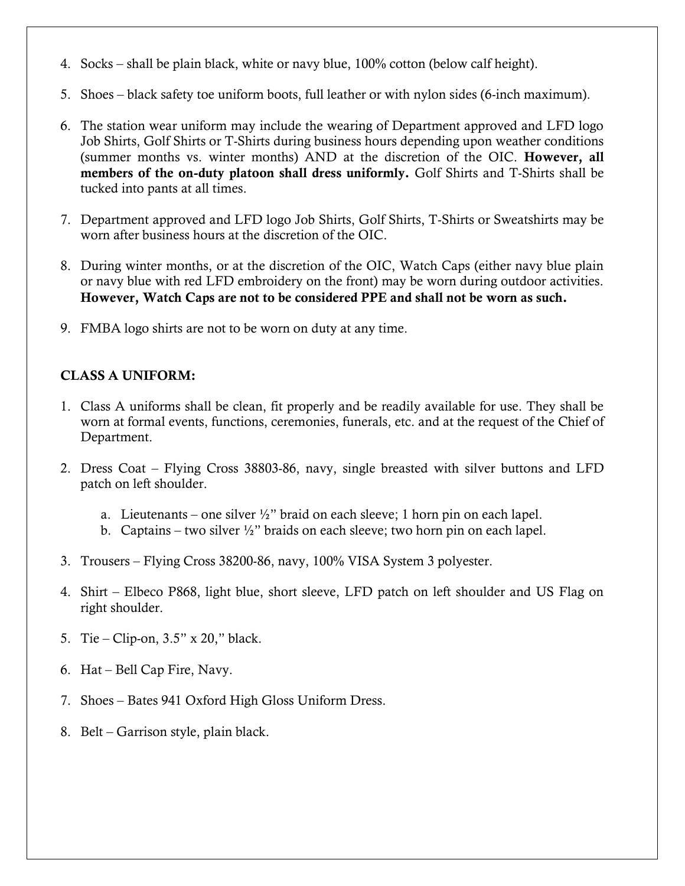4. Socks – shall be plain black, white or navy blue, 100% cotton (below calf height).

5. Shoes – black safety toe uniform boots, full leather or with nylon sides (6-inch maximum).

6. The station wear uniform may include the wearing of Department approved and LFD logo Job Shirts, Golf Shirts or T-Shirts during business hours depending upon weather conditions (summer months vs. winter months) AND at the discretion of the OIC. **However, all members of the on-duty platoon shall dress uniformly.** Golf Shirts and T-Shirts shall be tucked into pants at all times.

7. Department approved and LFD logo Job Shirts, Golf Shirts, T-Shirts or Sweatshirts may be worn after business hours at the discretion of the OIC.

8. During winter months, or at the discretion of the OIC, Watch Caps (either navy blue plain or navy blue with red LFD embroidery on the front) may be worn during outdoor activities. **However, Watch Caps are not to be considered PPE and shall not be worn as such.**

9. FMBA logo shirts are not to be worn on duty at any time.

**CLASS A UNIFORM:**

1. Class A uniforms shall be clean, fit properly and be readily available for use. They shall be worn at formal events, functions, ceremonies, funerals, etc. and at the request of the Chief of Department.

2. Dress Coat – Flying Cross 38803-86, navy, single breasted with silver buttons and LFD patch on left shoulder.

   a. Lieutenants – one silver ½" braid on each sleeve; 1 horn pin on each lapel.
   b. Captains – two silver ½" braids on each sleeve; two horn pin on each lapel.

3. Trousers – Flying Cross 38200-86, navy, 100% VISA System 3 polyester.

4. Shirt – Elbeco P868, light blue, short sleeve, LFD patch on left shoulder and US Flag on right shoulder.

5. Tie – Clip-on, 3.5" x 20," black.

6. Hat – Bell Cap Fire, Navy.

7. Shoes – Bates 941 Oxford High Gloss Uniform Dress.

8. Belt – Garrison style, plain black.